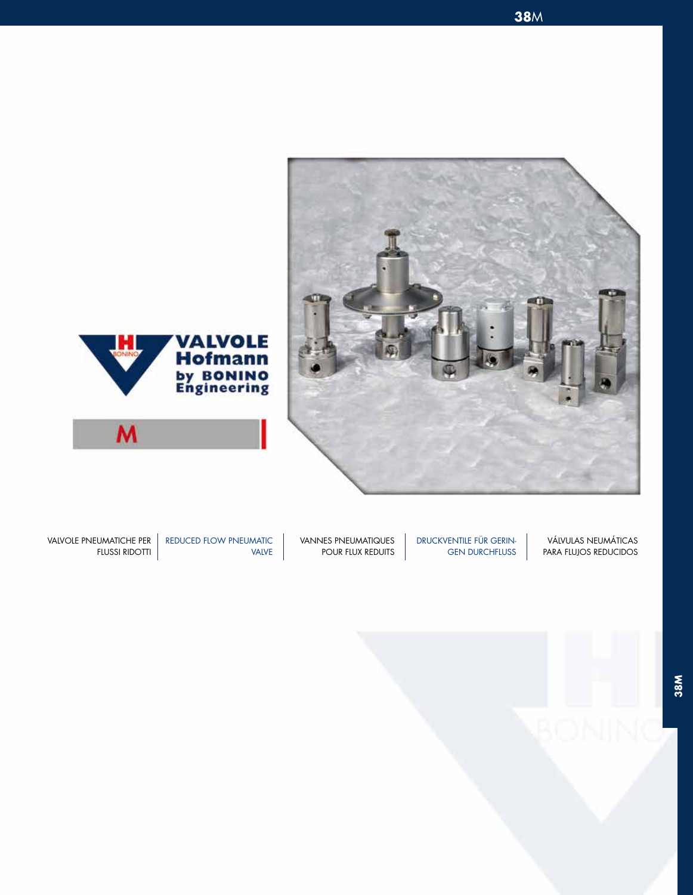# VALVOLE Hofmann by BONINO Engineering

## M

VALVOLE PNEUMATICHE PER FLUSSI RIDOTTI

REDUCED FLOW PNEUMATIC VALVE

VANNES PNEUMATIQUES POUR FLUX REDUITS

DRUCKVENTILE FÜR GERINGEN DURCHFLUSS

VÁLVULAS NEUMÁTICAS PARA FLUJOS REDUCIDOS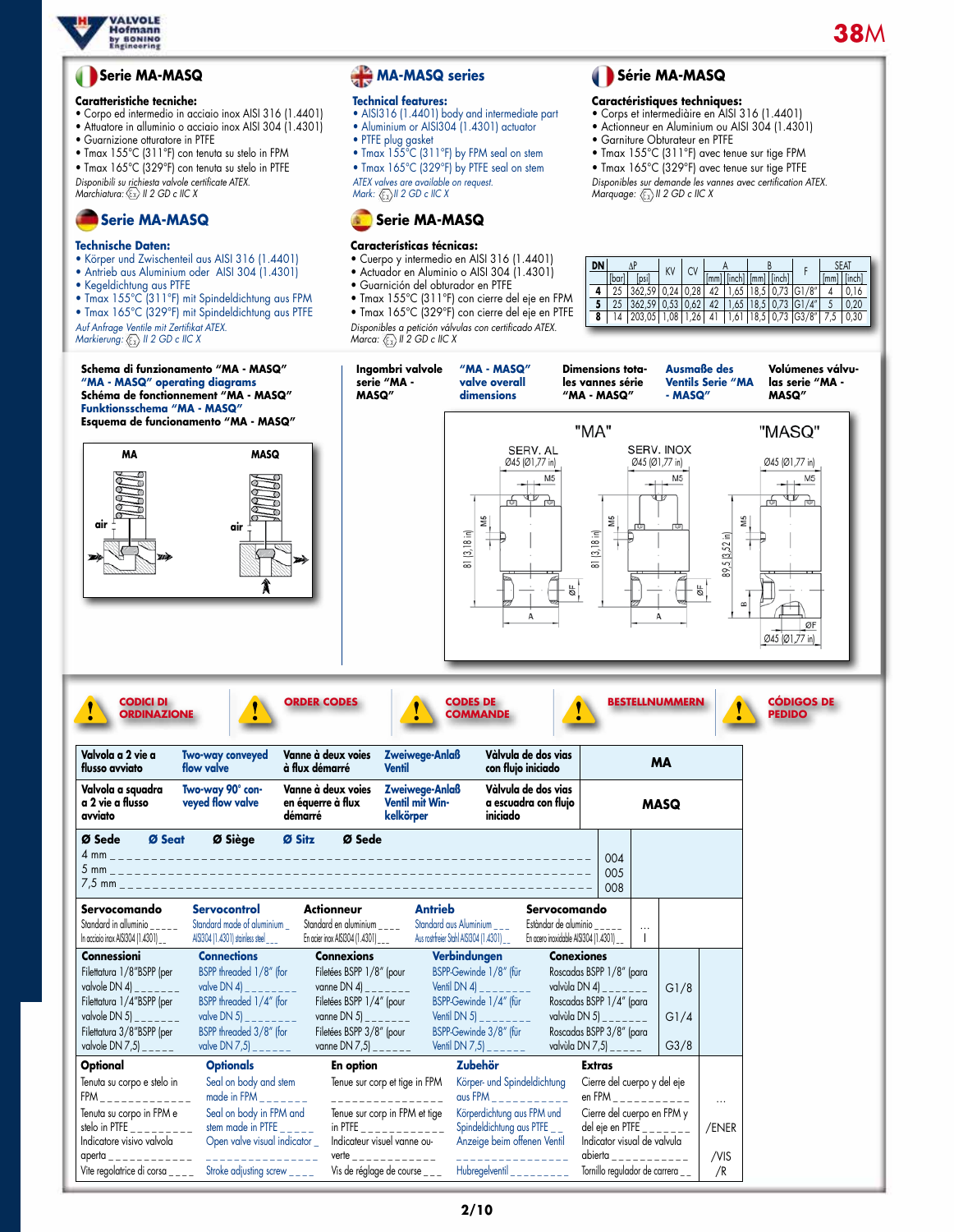## Serie MA-MASQ

**Caratteristiche tecniche:**
- Corpo ed intermedio in acciaio inox AISI 316 (1.4401)
- Attuatore in alluminio o acciaio inox AISI 304 (1.4301)
- Guarnizione otturatore in PTFE
- Tmax 155°C (311°F) con tenuta su stelo in FPM
- Tmax 165°C (329°F) con tenuta su stelo in PTFE

*Disponibili su richiesta valvole certificate ATEX.*
*Marchiatura: Ex II 2 GD c IIC X*

## MA-MASQ series

**Technical features:**
- AISI316 (1.4401) body and intermediate part
- Aluminium or AISI304 (1.4301) actuator
- PTFE plug gasket
- Tmax 155°C (311°F) by FPM seal on stem
- Tmax 165°C (329°F) by PTFE seal on stem

*ATEX valves are available on request.*
*Mark: Ex II 2 GD c IIC X*

## Série MA-MASQ

**Caractéristiques techniques:**
- Corps et intermédiàire en AISI 316 (1.4401)
- Actionneur en Aluminium ou AISI 304 (1.4301)
- Garniture Obturateur en PTFE
- Tmax 155°C (311°F) avec tenue sur tige FPM
- Tmax 165°C (329°F) avec tenue sur tige PTFE

*Disponibles sur demande les vannes avec certification ATEX.*
*Marquage: Ex II 2 GD c IIC X*

## Serie MA-MASQ

**Technische Daten:**
- Körper und Zwischenteil aus AISI 316 (1.4401)
- Antrieb aus Aluminium oder AISI 304 (1.4301)
- Kegeldichtung aus PTFE
- Tmax 155°C (311°F) mit Spindeldichtung aus FPM
- Tmax 165°C (329°F) mit Spindeldichtung aus PTFE

*Auf Anfrage Ventile mit Zertifikat ATEX.*
*Markierung: Ex II 2 GD c IIC X*

## Serie MA-MASQ

**Características técnicas:**
- Cuerpo y intermedio en AISI 316 (1.4401)
- Actuador en Aluminio o AISI 304 (1.4301)
- Guarnición del obturador en PTFE
- Tmax 155°C (311°F) con cierre del eje en FPM
- Tmax 165°C (329°F) con cierre del eje en PTFE

*Disponibles a petición válvulas con certificado ATEX.*
*Marca: Ex II 2 GD c IIC X*

| DN | ΔP [bar] | ΔP [psi] | KV | CV | A [mm] | A [inch] | B [mm] | B [inch] | F | SEAT [mm] | SEAT [inch] |
|---|---|---|---|---|---|---|---|---|---|---|---|
| 4 | 25 | 362,59 | 0,24 | 0,28 | 42 | 1,65 | 18,5 | 0,73 | G1/8" | 4 | 0,16 |
| 5 | 25 | 362,59 | 0,53 | 0,62 | 42 | 1,65 | 18,5 | 0,73 | G1/4" | 5 | 0,20 |
| 8 | 14 | 203,05 | 1,08 | 1,26 | 41 | 1,61 | 18,5 | 0,73 | G3/8" | 7,5 | 0,30 |

**Schema di funzionamento "MA - MASQ"**
**"MA - MASQ" operating diagrams**
**Schéma de fonctionnement "MA - MASQ"**
**Funktionsschema "MA - MASQ"**
**Esquema de funcionamento "MA - MASQ"**

MA — MASQ — air

**Ingombri valvole serie "MA - MASQ"** / **"MA - MASQ" valve overall dimensions** / **Dimensions totales les vannes série "MA - MASQ"** / **Ausmaße des Ventils Serie "MA - MASQ"** / **Volúmenes válvulas serie "MA - MASQ"**

"MA": SERV. AL Ø45 (Ø1,77 in), M5, 81 (3,18 in), ØF, A — SERV. INOX Ø45 (Ø1,77 in), M5, 81 (3,18 in), ØF, A
"MASQ": Ø45 (Ø1,77 in), M5, 89,5 (3,52 in), B, ØF, Ø45 (Ø1,77 in)

## CODICI DI ORDINAZIONE / ORDER CODES / CODES DE COMMANDE / BESTELLNUMMERN / CÓDIGOS DE PEDIDO

| Valvola a 2 vie a flusso avviato | Two-way conveyed flow valve | Vanne à deux voies à flux démarré | Zweiwege-Anlaß Ventil | Válvula de dos vías con flujo iniciado | MA |
|---|---|---|---|---|---|
| Valvola a squadra a 2 vie a flusso avviato | Two-way 90° conveyed flow valve | Vanne à deux voies en équerre à flux démarré | Zweiwege-Anlaß Ventil mit Winkelkörper | Válvula de dos vías a escuadra con flujo iniciado | MASQ |

| Ø Sede / Ø Seat / Ø Siège / Ø Sitz / Ø Sede | |
|---|---|
| 4 mm | 004 |
| 5 mm | 005 |
| 7,5 mm | 008 |

| Servocomando | Servocontrol | Actionneur | Antrieb | Servocomando | |
|---|---|---|---|---|---|
| Standard in alluminio | Standard made of aluminium | Standard en aluminium | Standard aus Aluminium | Estándar de aluminio | ... |
| In acciaio inox AISI304 (1.4301) | AISI304 (1.4301) stainless steel | En acier inox AISI304 (1.4301) | Aus rostfreier Stahl AISI304 (1.4301) | En acero inoxidable AISI304 (1.4301) | I |

| Connessioni | Connections | Connexions | Verbindungen | Conexiones | |
|---|---|---|---|---|---|
| Filettatura 1/8"BSPP (per valvole DN 4) | BSPP threaded 1/8" (for valve DN 4) | Filetées BSPP 1/8" (pour vanne DN 4) | BSPP-Gewinde 1/8" (für Ventil DN 4) | Roscadas BSPP 1/8" (para valvula DN 4) | G1/8 |
| Filettatura 1/4"BSPP (per valvole DN 5) | BSPP threaded 1/4" (for valve DN 5) | Filetées BSPP 1/4" (pour vanne DN 5) | BSPP-Gewinde 1/4" (für Ventil DN 5) | Roscadas BSPP 1/4" (para valvula DN 5) | G1/4 |
| Filettatura 3/8"BSPP (per valvole DN 7,5) | BSPP threaded 3/8" (for valve DN 7,5) | Filetées BSPP 3/8" (pour vanne DN 7,5) | BSPP-Gewinde 3/8" (für Ventil DN 7,5) | Roscadas BSPP 3/8" (para valvula DN 7,5) | G3/8 |

| Optional | Optionals | En option | Zubehör | Extras | |
|---|---|---|---|---|---|
| Tenuta su corpo e stelo in FPM | Seal on body and stem made in FPM | Tenue sur corp et tige in FPM | Körper- und Spindeldichtung aus FPM | Cierre del cuerpo y del eje en FPM | ... |
| Tenuta su corpo in FPM e stelo in PTFE | Seal on body in FPM and stem made in PTFE | Tenue sur corp in FPM et tige in PTFE | Körperdichtung aus FPM und Spindeldichtung aus PTFE | Cierre del cuerpo en FPM y del eje en PTFE | /ENER |
| Indicatore visivo valvola aperta | Open valve visual indicator | Indicateur visuel vanne ouverte | Anzeige beim offenen Ventil | Indicator visual de valvula abierta | /VIS |
| Vite regolatrice di corsa | Stroke adjusting screw | Vis de réglage de course | Hubregelventil | Tornillo regulador de carrera | /R |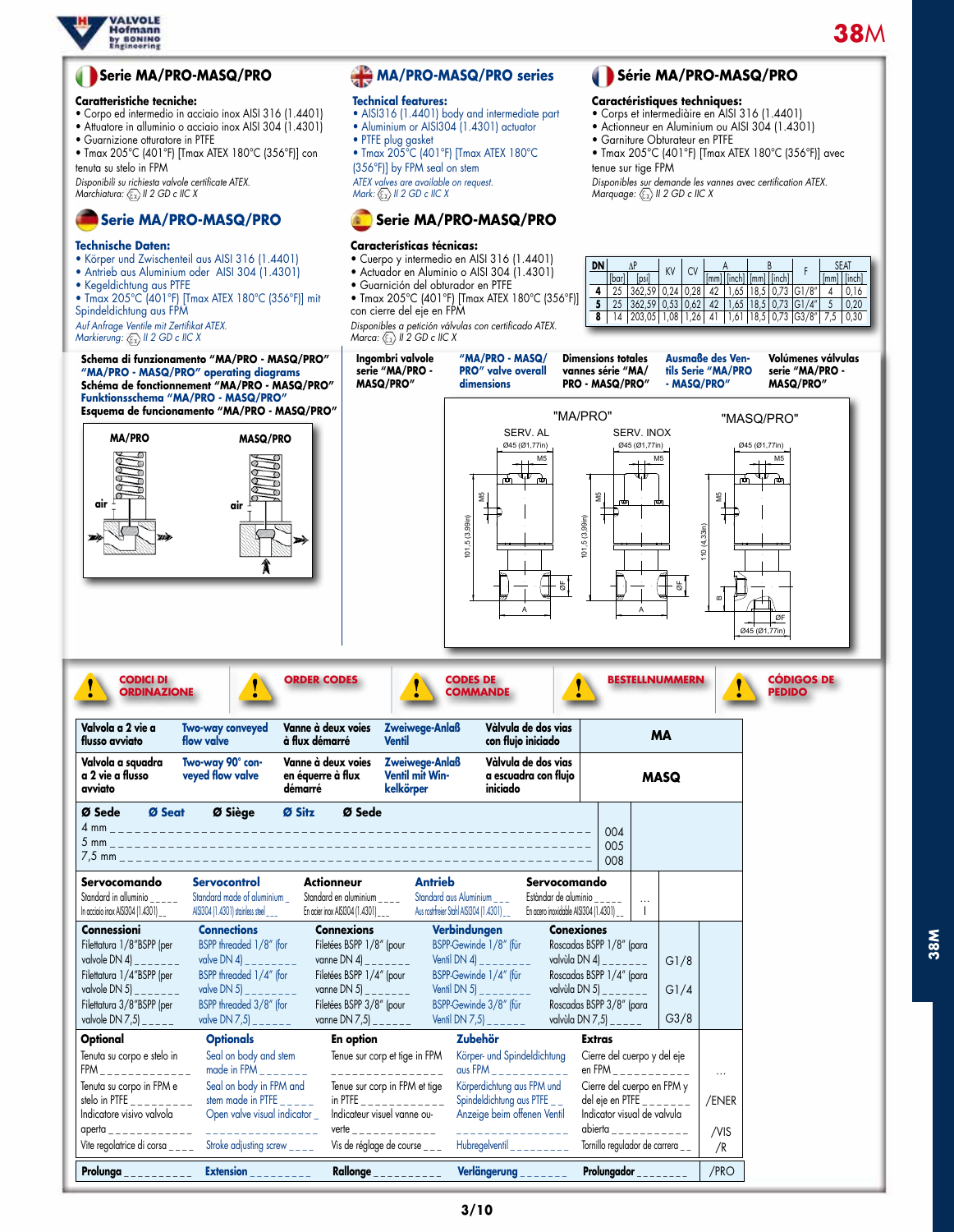# 38M

## Serie MA/PRO-MASQ/PRO

**Caratteristiche tecniche:**
- Corpo ed intermedio in acciaio inox AISI 316 (1.4401)
- Attuatore in alluminio o acciaio inox AISI 304 (1.4301)
- Guarnizione otturatore in PTFE
- Tmax 205°C (401°F) [Tmax ATEX 180°C (356°F)] con tenuta su stelo in FPM

*Disponibili su richiesta valvole certificate ATEX.*
*Marchiatura: II 2 GD c IIC X*

## MA/PRO-MASQ/PRO series

**Technical features:**
- AISI316 (1.4401) body and intermediate part
- Aluminium or AISI304 (1.4301) actuator
- PTFE plug gasket
- Tmax 205°C (401°F) [Tmax ATEX 180°C (356°F)] by FPM seal on stem

*ATEX valves are available on request.*
*Mark: II 2 GD c IIC X*

## Série MA/PRO-MASQ/PRO

**Caractéristiques techniques:**
- Corps et intermediàire en AISI 316 (1.4401)
- Actionneur en Aluminium ou AISI 304 (1.4301)
- Garniture Obturateur en PTFE
- Tmax 205°C (401°F) [Tmax ATEX 180°C (356°F)] avec tenue sur tige FPM

*Disponibles sur demande les vannes avec certification ATEX.*
*Marquage: II 2 GD c IIC X*

## Serie MA/PRO-MASQ/PRO

**Technische Daten:**
- Körper und Zwischenteil aus AISI 316 (1.4401)
- Antrieb aus Aluminium oder AISI 304 (1.4301)
- Kegeldichtung aus PTFE
- Tmax 205°C (401°F) [Tmax ATEX 180°C (356°F)] mit Spindeldichtung aus FPM

*Auf Anfrage Ventile mit Zertifikat ATEX.*
*Markierung: II 2 GD c IIC X*

## Serie MA/PRO-MASQ/PRO

**Características técnicas:**
- Cuerpo y intermedio en AISI 316 (1.4401)
- Actuador en Aluminio o AISI 304 (1.4301)
- Guarnición del obturador en PTFE
- Tmax 205°C (401°F) [Tmax ATEX 180°C (356°F)] con cierre del eje en FPM

*Disponibles a petición válvulas con certificado ATEX.*
*Marca: II 2 GD c IIC X*

| DN | ΔP [bar] | ΔP [psi] | KV | CV | A [mm] | A [inch] | B [mm] | B [inch] | F | SEAT [mm] | SEAT [inch] |
|---|---|---|---|---|---|---|---|---|---|---|---|
| 4 | 25 | 362,59 | 0,24 | 0,28 | 42 | 1,65 | 18,5 | 0,73 | G1/8" | 4 | 0,16 |
| 5 | 25 | 362,59 | 0,53 | 0,62 | 42 | 1,65 | 18,5 | 0,73 | G1/4" | 5 | 0,20 |
| 8 | 14 | 203,05 | 1,08 | 1,26 | 41 | 1,61 | 18,5 | 0,73 | G3/8" | 7,5 | 0,30 |

**Schema di funzionamento "MA/PRO - MASQ/PRO"**
**"MA/PRO - MASQ/PRO" operating diagrams**
**Schéma de fonctionnement "MA/PRO - MASQ/PRO"**
**Funktionsschema "MA/PRO - MASQ/PRO"**
**Esquema de funcionamento "MA/PRO - MASQ/PRO"**

MA/PRO — MASQ/PRO — air

**Ingombri valvole serie "MA/PRO - MASQ/PRO"** — **"MA/PRO - MASQ/PRO" valve overall dimensions** — **Dimensions totales vannes série "MA/PRO - MASQ/PRO"** — **Ausmaße des Ventils Serie "MA/PRO - MASQ/PRO"** — **Volúmenes válvulas serie "MA/PRO - MASQ/PRO"**

"MA/PRO": SERV. AL — Ø45 (Ø1,77in), M5, 101,5 (3,99in), ØF, A; SERV. INOX — Ø45 (Ø1,77in), M5, 101,5 (3,99in), ØF, A
"MASQ/PRO": Ø45 (Ø1,77in), M5, 110 (4,33in), B, ØF, Ø45 (Ø1,77in)

## CODICI DI ORDINAZIONE — ORDER CODES — CODES DE COMMANDE — BESTELLNUMMERN — CÓDIGOS DE PEDIDO

| IT | EN | FR | DE | ES | Code |
|---|---|---|---|---|---|
| Valvola a 2 vie a flusso avviato | Two-way conveyed flow valve | Vanne à deux voies à flux démarré | Zweiwege-Anlaß Ventil | Válvula de dos vías con flujo iniciado | **MA** |
| Valvola a squadra a 2 vie a flusso avviato | Two-way 90° conveyed flow valve | Vanne à deux voies en équerre à flux démarré | Zweiwege-Anlaß Ventil mit Winkelkörper | Válvula de dos vías a escuadra con flujo iniciado | **MASQ** |

| **Ø Sede / Ø Seat / Ø Siège / Ø Sitz / Ø Sede** | |
|---|---|
| 4 mm | 004 |
| 5 mm | 005 |
| 7,5 mm | 008 |

| Servocomando | Servocontrol | Actionneur | Antrieb | Servocomando | |
|---|---|---|---|---|---|
| Standard in alluminio | Standard made of aluminium | Standard en aluminium | Standard aus Aluminium | Estándar de aluminio | ... |
| In acciaio inox AISI304 (1.4301) | AISI304 (1.4301) stainless steel | En acier inox AISI304 (1.4301) | Aus rostfreier Stahl AISI304 (1.4301) | En acero inoxidable AISI304 (1.4301) | I |

| Connessioni | Connections | Connexions | Verbindungen | Conexiones | |
|---|---|---|---|---|---|
| Filettatura 1/8"BSPP (per valvole DN 4) | BSPP threaded 1/8" (for valve DN 4) | Filetées BSPP 1/8" (pour vanne DN 4) | BSPP-Gewinde 1/8" (für Ventil DN 4) | Roscadas BSPP 1/8" (para válvula DN 4) | G1/8 |
| Filettatura 1/4"BSPP (per valvole DN 5) | BSPP threaded 1/4" (for valve DN 5) | Filetées BSPP 1/4" (pour vanne DN 5) | BSPP-Gewinde 1/4" (für Ventil DN 5) | Roscadas BSPP 1/4" (para válvula DN 5) | G1/4 |
| Filettatura 3/8"BSPP (per valvole DN 7,5) | BSPP threaded 3/8" (for valve DN 7,5) | Filetées BSPP 3/8" (pour vanne DN 7,5) | BSPP-Gewinde 3/8" (für Ventil DN 7,5) | Roscadas BSPP 3/8" (para válvula DN 7,5) | G3/8 |

| Optional | Optionals | En option | Zubehör | Extras | |
|---|---|---|---|---|---|
| Tenuta su corpo e stelo in FPM | Seal on body and stem made in FPM | Tenue sur corp et tige in FPM | Körper- und Spindeldichtung aus FPM | Cierre del cuerpo y del eje en FPM | ... |
| Tenuta su corpo in FPM e stelo in PTFE | Seal on body in FPM and stem made in PTFE | Tenue sur corp in FPM et tige in PTFE | Körperdichtung aus FPM und Spindeldichtung aus PTFE | Cierre del cuerpo en FPM y del eje en PTFE | /ENER |
| Indicatore visivo valvola aperta | Open valve visual indicator | Indicateur visuel vanne ouverte | Anzeige beim offenen Ventil | Indicator visual de valvula abierta | /VIS |
| Vite regolatrice di corsa | Stroke adjusting screw | Vis de réglage de course | Hubregelventil | Tornillo regulador de carrera | /R |
| **Prolunga** | **Extension** | **Rallonge** | **Verlängerung** | **Prolungador** | /PRO |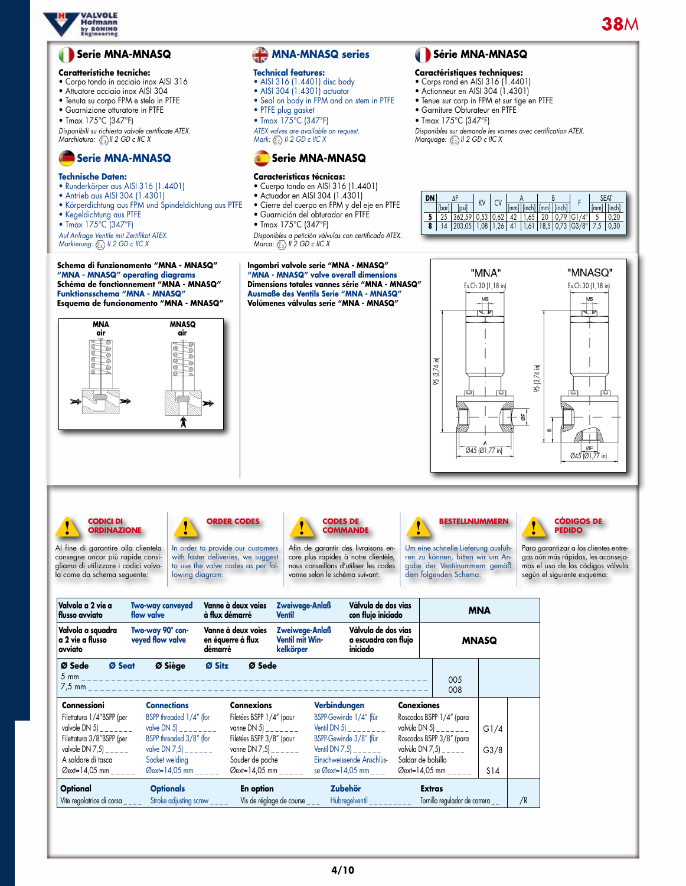## Serie MNA-MNASQ

**Caratteristiche tecniche:**
- Corpo tondo in acciaio inox AISI 316
- Attuatore acciaio inox AISI 304
- Tenuta su corpo FPM e stelo in PTFE
- Guarnizione otturatore in PTFE
- Tmax 175°C (347°F)

*Disponibili su richiesta valvole certificate ATEX.*
*Marchiatura: Ex II 2 GD c IIC X*

## MNA-MNASQ series

**Technical features:**
- AISI 316 (1.4401) disc body
- AISI 304 (1.4301) actuator
- Seal on body in FPM and on stem in PTFE
- PTFE plug gasket
- Tmax 175°C (347°F)

*ATEX valves are available on request.*
*Mark: Ex II 2 GD c IIC X*

## Série MNA-MNASQ

**Caractéristiques techniques:**
- Corps rond en AISI 316 (1.4401)
- Actionneur en AISI 304 (1.4301)
- Tenue sur corp en FPM et sur tige en PTFE
- Garniture Obturateur en PTFE
- Tmax 175°C (347°F)

*Disponibles sur demande les vannes avec certification ATEX.*
*Marquage: Ex II 2 GD c IIC X*

## Serie MNA-MNASQ

**Technische Daten:**
- Runderkörper aus AISI 316 (1.4401)
- Antrieb aus AISI 304 (1.4301)
- Körperdichtung aus FPM und Spindeldichtung aus PTFE
- Kegeldichtung aus PTFE
- Tmax 175°C (347°F)

*Auf Anfrage Ventile mit Zertifikat ATEX.*
*Markierung: Ex II 2 GD c IIC X*

## Serie MNA-MNASQ

**Características técnicas:**
- Cuerpo tondo en AISI 316 (1.4401)
- Actuador en AISI 304 (1.4301)
- Cierre del cuerpo en FPM y del eje en PTFE
- Guarnición del obturador en PTFE
- Tmax 175°C (347°F)

*Disponibles a petición válvulas con certificado ATEX.*
*Marca: Ex II 2 GD c IIC X*

| DN | ΔP [bar] | ΔP [psi] | KV | CV | A [mm] | A [inch] | B [mm] | B [inch] | F | SEAT [mm] | SEAT [inch] |
|---|---|---|---|---|---|---|---|---|---|---|---|
| 5 | 25 | 362,59 | 0,53 | 0,62 | 42 | 1,65 | 20 | 0,79 | G1/4" | 5 | 0,20 |
| 8 | 14 | 203,05 | 1,08 | 1,26 | 41 | 1,61 | 18,5 | 0,73 | G3/8" | 7,5 | 0,30 |

**Schema di funzionamento "MNA - MNASQ"**
**"MNA - MNASQ" operating diagrams**
**Schéma de fonctionnement "MNA - MNASQ"**
**Funktionsschema "MNA - MNASQ"**
**Esquema de funcionamento "MNA - MNASQ"**

MNA air — MNASQ air

**Ingombri valvole serie "MNA - MNASQ"**
**"MNA - MNASQ" valve overall dimensions**
**Dimensions totales vannes série "MNA - MNASQ"**
**Ausmaße des Ventils Serie "MNA - MNASQ"**
**Volúmenes válvulas serie "MNA - MNASQ"**

"MNA" — Es.Ch.30 (1,18 in) — M5 — 95 (3,74 in) — ØF — A — Ø45 (Ø1,77 in)

"MNASQ" — Es.Ch.30 (1,18 in) — M5 — 95 (3,74 in) — B — ØF — Ø45 (Ø1,77 in)

**CODICI DI ORDINAZIONE**
Al fine di garantire alla clientela consegne ancor più rapide consigliamo di utilizzare i codici valvola come da schema seguente:

**ORDER CODES**
In order to provide our customers with faster deliveries, we suggest to use the valve codes as per following diagram:

**CODES DE COMMANDE**
Afin de garantir des livraisons encore plus rapides à notre clientèle, nous conseillons d'utiliser les codes vanne selon le schéma suivant:

**BESTELLNUMMERN**
Um eine schnelle Lieferung ausführen zu können, bitten wir um Angabe der Ventilnummern gemäß dem folgenden Schema:

**CÓDIGOS DE PEDIDO**
Para garantizar a los clientes entregas aún más rápidas, les aconsejamos el uso de los códigos válvula según el siguiente esquema:

| Valvola a 2 vie a flusso avviato | Two-way conveyed flow valve | Vanne à deux voies à flux démarré | Zweiwege-Anlaß Ventil | Válvula de dos vias con flujo iniciado | MNA |
|---|---|---|---|---|---|
| Valvola a squadra a 2 vie a flusso avviato | Two-way 90° conveyed flow valve | Vanne à deux voies en équerre à flux démarré | Zweiwege-Anlaß Ventil mit Winkelkörper | Válvula de dos vias a escuadra con flujo iniciado | MNASQ |

| Ø Sede / Ø Seat / Ø Siège / Ø Sitz / Ø Sede | |
|---|---|
| 5 mm | 005 |
| 7,5 mm | 008 |

| Connessioni | Connections | Connexions | Verbindungen | Conexiones | |
|---|---|---|---|---|---|
| Filettatura 1/4"BSPP (per valvole DN 5) | BSPP threaded 1/4" (for valve DN 5) | Filetées BSPP 1/4" (pour vanne DN 5) | BSPP-Gewinde 1/4" (für Ventil DN 5) | Roscadas BSPP 1/4" (para válvula DN 5) | G1/4 |
| Filettatura 3/8"BSPP (per valvole DN 7,5) | BSPP threaded 3/8" (for valve DN 7,5) | Filetées BSPP 3/8" (pour vanne DN 7,5) | BSPP-Gewinde 3/8" (für Ventil DN 7,5) | Roscadas BSPP 3/8" (para válvula DN 7,5) | G3/8 |
| A saldare di tasca Øext=14,05 mm | Socket welding Øext=14,05 mm | Souder de poche Øext=14,05 mm | Einschweissende Anschlüsse Øext=14,05 mm | Saldar de bolsillo Øext=14,05 mm | S14 |

| Optional | Optionals | En option | Zubehör | Extras | |
|---|---|---|---|---|---|
| Vite regolatrice di corsa | Stroke adjusting screw | Vis de réglage de course | Hubregelventil | Tornillo regulador de carrera | /R |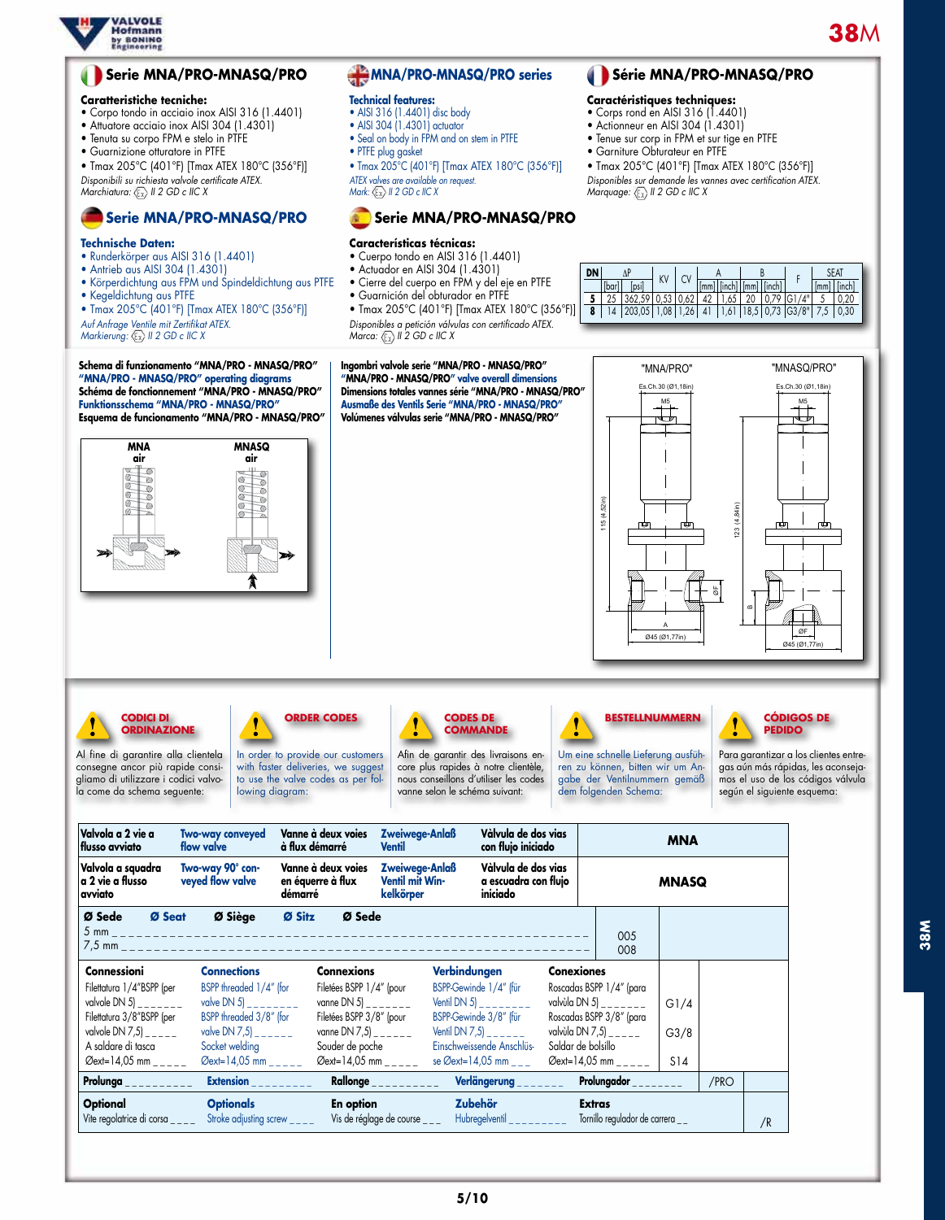## Serie MNA/PRO-MNASQ/PRO

**Caratteristiche tecniche:**
- Corpo tondo in acciaio inox AISI 316 (1.4401)
- Attuatore acciaio inox AISI 304 (1.4301)
- Tenuta su corpo FPM e stelo in PTFE
- Guarnizione otturatore in PTFE
- Tmax 205°C (401°F) [Tmax ATEX 180°C (356°F)]

*Disponibili su richiesta valvole certificate ATEX.*
*Marchiatura: Ex II 2 GD c IIC X*

## MNA/PRO-MNASQ/PRO series

**Technical features:**
- AISI 316 (1.4401) disc body
- AISI 304 (1.4301) actuator
- Seal on body in FPM and on stem in PTFE
- PTFE plug gasket
- Tmax 205°C (401°F) [Tmax ATEX 180°C (356°F)]

*ATEX valves are available on request.*
*Mark: Ex II 2 GD c IIC X*

## Série MNA/PRO-MNASQ/PRO

**Caractéristiques techniques:**
- Corps rond en AISI 316 (1.4401)
- Actionneur en AISI 304 (1.4301)
- Tenue sur corp en FPM et sur tige en PTFE
- Garniture Obturateur en PTFE
- Tmax 205°C (401°F) [Tmax ATEX 180°C (356°F)]

*Disponibles sur demande les vannes avec certification ATEX.*
*Marquage: Ex II 2 GD c IIC X*

## Serie MNA/PRO-MNASQ/PRO

**Technische Daten:**
- Runderkörper aus AISI 316 (1.4401)
- Antrieb aus AISI 304 (1.4301)
- Körperdichtung aus FPM und Spindeldichtung aus PTFE
- Kegeldichtung aus PTFE
- Tmax 205°C (401°F) [Tmax ATEX 180°C (356°F)]

*Auf Anfrage Ventile mit Zertifikat ATEX.*
*Markierung: Ex II 2 GD c IIC X*

## Serie MNA/PRO-MNASQ/PRO

**Características técnicas:**
- Cuerpo tondo en AISI 316 (1.4401)
- Actuador en AISI 304 (1.4301)
- Cierre del cuerpo en FPM y del eje en PTFE
- Guarnición del obturador en PTFE
- Tmax 205°C (401°F) [Tmax ATEX 180°C (356°F)]

*Disponibles a petición válvulas con certificado ATEX.*
*Marca: Ex II 2 GD c IIC X*

| DN | ΔP [bar] | ΔP [psi] | KV | CV | A [mm] | A [inch] | B [mm] | B [inch] | F | SEAT [mm] | SEAT [inch] |
|---|---|---|---|---|---|---|---|---|---|---|---|
| 5 | 25 | 362,59 | 0,53 | 0,62 | 42 | 1,65 | 20 | 0,79 | G1/4" | 5 | 0,20 |
| 8 | 14 | 203,05 | 1,08 | 1,26 | 41 | 1,61 | 18,5 | 0,73 | G3/8" | 7,5 | 0,30 |

**Schema di funzionamento "MNA/PRO - MNASQ/PRO"**
**"MNA/PRO - MNASQ/PRO" operating diagrams**
**Schéma de fonctionnement "MNA/PRO - MNASQ/PRO"**
**Funktionsschema "MNA/PRO - MNASQ/PRO"**
**Esquema de funcionamento "MNA/PRO - MNASQ/PRO"**

MNA air — MNASQ air

**Ingombri valvole serie "MNA/PRO - MNASQ/PRO"**
**"MNA/PRO - MNASQ/PRO" valve overall dimensions**
**Dimensions totales vannes série "MNA/PRO - MNASQ/PRO"**
**Ausmaße des Ventils Serie "MNA/PRO - MNASQ/PRO"**
**Volúmenes válvulas serie "MNA/PRO - MNASQ/PRO"**

"MNA/PRO": Es.Ch.30 (Ø1,18in); M5; 115 (4,52in); A; ØF; Ø45 (Ø1,77in)
"MNASQ/PRO": Es.Ch.30 (Ø1,18in); M5; 123 (4,84in); B; ØF; Ø45 (Ø1,77in)

### CODICI DI ORDINAZIONE
Al fine di garantire alla clientela consegne ancor più rapide consigliamo di utilizzare i codici valvola come da schema seguente:

### ORDER CODES
In order to provide our customers with faster deliveries, we suggest to use the valve codes as per following diagram:

### CODES DE COMMANDE
Afin de garantir des livraisons encore plus rapides à notre clientèle, nous conseillons d'utiliser les codes vanne selon le schéma suivant:

### BESTELLNUMMERN
Um eine schnelle Lieferung ausführen zu können, bitten wir um Angabe der Ventilnummern gemäß dem folgenden Schema:

### CÓDIGOS DE PEDIDO
Para garantizar a los clientes entregas aún más rápidas, les aconsejamos el uso de los códigos válvula según el siguiente esquema:

| Italiano | English | Français | Deutsch | Español | Code |
|---|---|---|---|---|---|
| Valvola a 2 vie a flusso avviato | Two-way conveyed flow valve | Vanne à deux voies à flux démarré | Zweiwege-Anlaß Ventil | Válvula de dos vias con flujo iniciado | MNA |
| Valvola a squadra a 2 vie a flusso avviato | Two-way 90° conveyed flow valve | Vanne à deux voies en équerre à flux démarré | Zweiwege-Anlaß Ventil mit Winkelkörper | Válvula de dos vias a escuadra con flujo iniciado | MNASQ |
| **Ø Sede** 5 mm / 7,5 mm | **Ø Seat** | **Ø Siège** | **Ø Sitz** | **Ø Sede** | 005 / 008 |
| **Connessioni** Filettatura 1/4"BSPP (per valvole DN 5) / Filettatura 3/8"BSPP (per valvole DN 7,5) / A saldare di tasca Øext=14,05 mm | **Connections** BSPP threaded 1/4" (for valve DN 5) / BSPP threaded 3/8" (for valve DN 7,5) / Socket welding Øext=14,05 mm | **Connexions** Filetées BSPP 1/4" (pour vanne DN 5) / Filetées BSPP 3/8" (pour vanne DN 7,5) / Souder de poche Øext=14,05 mm | **Verbindungen** BSPP-Gewinde 1/4" (für Ventil DN 5) / BSPP-Gewinde 3/8" (für Ventil DN 7,5) / Einschweissende Anschlüsse Øext=14,05 mm | **Conexiones** Roscadas BSPP 1/4" (para valvúla DN 5) / Roscadas BSPP 3/8" (para valvúla DN 7,5) / Soldar de bolsillo Øext=14,05 mm | G1/4 / G3/8 / S14 |
| **Prolunga** | **Extension** | **Rallonge** | **Verlängerung** | **Prolungador** | /PRO |
| **Optional** Vite regolatrice di corsa | **Optionals** Stroke adjusting screw | **En option** Vis de réglage de course | **Zubehör** Hubregelventil | **Extras** Tornillo regulador de carrera | /R |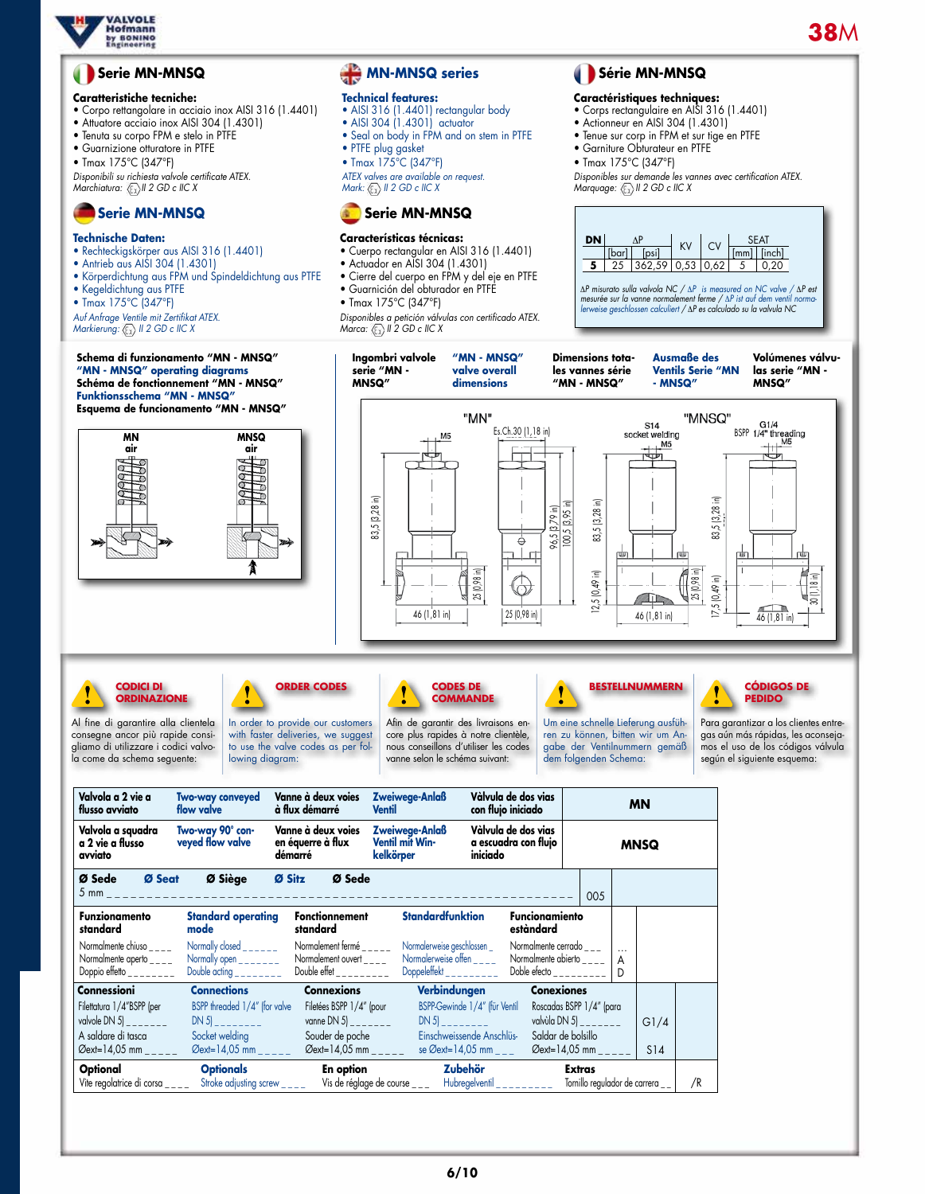## Serie MN-MNSQ

**Caratteristiche tecniche:**
- Corpo rettangolare in acciaio inox AISI 316 (1.4401)
- Attuatore acciaio inox AISI 304 (1.4301)
- Tenuta su corpo FPM e stelo in PTFE
- Guarnizione otturatore in PTFE
- Tmax 175°C (347°F)

*Disponibili su richiesta valvole certificate ATEX.*
*Marchiatura: Ex II 2 GD c IIC X*

## MN-MNSQ series

**Technical features:**
- AISI 316 (1.4401) rectangular body
- AISI 304 (1.4301) actuator
- Seal on body in FPM and on stem in PTFE
- PTFE plug gasket
- Tmax 175°C (347°F)

*ATEX valves are available on request.*
*Mark: Ex II 2 GD c IIC X*

## Série MN-MNSQ

**Caractéristiques techniques:**
- Corps rectangulaire en AISI 316 (1.4401)
- Actionneur en AISI 304 (1.4301)
- Tenue sur corp en FPM et sur tige en PTFE
- Garniture Obturateur en PTFE
- Tmax 175°C (347°F)

*Disponibles sur demande les vannes avec certification ATEX.*
*Marquage: Ex II 2 GD c IIC X*

## Serie MN-MNSQ

**Technische Daten:**
- Rechteckigskörper aus AISI 316 (1.4401)
- Antrieb aus AISI 304 (1.4301)
- Körperdichtung aus FPM und Spindeldichtung aus PTFE
- Kegeldichtung aus PTFE
- Tmax 175°C (347°F)

*Auf Anfrage Ventile mit Zertifikat ATEX.*
*Markierung: Ex II 2 GD c IIC X*

## Serie MN-MNSQ

**Características técnicas:**
- Cuerpo rectangular en AISI 316 (1.4401)
- Actuador en AISI 304 (1.4301)
- Cierre del cuerpo en FPM y del eje en PTFE
- Guarnición del obturador en PTFE
- Tmax 175°C (347°F)

*Disponibles a petición válvulas con certificado ATEX.*
*Marca: Ex II 2 GD c IIC X*

| DN | ΔP [bar] | ΔP [psi] | KV | CV | SEAT [mm] | SEAT [inch] |
|---|---|---|---|---|---|---|
| 5 | 25 | 362,59 | 0,53 | 0,62 | 5 | 0,20 |

*ΔP misurato sulla valvola NC / ΔP is measured on NC valve / ΔP est mesurée sur la vanne normalement fermé / ΔP ist auf dem ventil normalerweise geschlossen calculiert / ΔP es calculado sa la valvula NC*

**Schema di funzionamento "MN - MNSQ"**
**"MN - MNSQ" operating diagrams**
**Schéma de fonctionnement "MN - MNSQ"**
**Funktionsschema "MN - MNSQ"**
**Esquema de funcionamento "MN - MNSQ"**

MN air — MNSQ air

**Ingombri valvole serie "MN - MNSQ"** / **"MN - MNSQ" valve overall dimensions** / **Dimensions totales les vannes série "MN - MNSQ"** / **Ausmaße des Ventils Serie "MN - MNSQ"** / **Volúmenes válvulas serie "MN - MNSQ"**

"MN": M5, Es.Ch.30 (1,18 in), 83,5 (3,28 in), 96,5 (3,79 in), 100,5 (3,95 in), 25 (0,98 in), 46 (1,81 in), 25 (0,98 in)

"MNSQ": S14 socket welding, M5, G1/4 BSPP 1/4" threading, M5, 83,5 (3,28 in), 12,5 (0,49 in), 46 (1,81 in), 83,5 (3,28 in), 25 (0,98 in), 17,5 (0,49 in), 30 (1,18 in), 46 (1,81 in)

### CODICI DI ORDINAZIONE
Al fine di garantire alla clientela consegne ancor più rapide consigliamo di utilizzare i codici valvola come da schema seguente:

### ORDER CODES
In order to provide our customers with faster deliveries, we suggest to use the valve codes as per following diagram:

### CODES DE COMMANDE
Afin de garantir des livraisons encore plus rapides à notre clientèle, nous conseillons d'utiliser les codes vanne selon le schéma suivant:

### BESTELLNUMMERN
Um eine schnelle Lieferung ausführen zu können, bitten wir um Angabe der Ventilnummern gemäß dem folgenden Schema:

### CÓDIGOS DE PEDIDO
Para garantizar a los clientes entregas aún más rápidas, les aconsejamos el uso de los códigos válvula según el siguiente esquema:

| IT | EN | FR | DE | ES | Code |
|---|---|---|---|---|---|
| **Valvola a 2 vie a flusso avviato** | **Two-way conveyed flow valve** | **Vanne à deux voies à flux démarré** | **Zweiwege-Anlaß Ventil** | **Válvula de dos vias con flujo iniciado** | **MN** |
| **Valvola a squadra a 2 vie a flusso avviato** | **Two-way 90° conveyed flow valve** | **Vanne à deux voies en équerre à flux démarré** | **Zweiwege-Anlaß Ventil mit Winkelkörper** | **Válvula de dos vias a escuadra con flujo iniciado** | **MNSQ** |
| **Ø Sede** 5 mm | **Ø Seat** | **Ø Siège** | **Ø Sitz** | **Ø Sede** | 005 |
| **Funzionamento standard** | **Standard operating mode** | **Fonctionnement standard** | **Standardfunktion** | **Funcionamiento estándard** | |
| Normalmente chiuso | Normally closed | Normalement fermé | Normalerweise geschlossen | Normalmente cerrado | ... |
| Normalmente aperto | Normally open | Normalement ouvert | Normalerweise offen | Normalmente abierto | A |
| Doppio effetto | Double acting | Double effet | Doppeleffekt | Doble efecto | D |
| **Connessioni** | **Connections** | **Connexions** | **Verbindungen** | **Conexiones** | |
| Filettatura 1/4"BSPP (per valvole DN 5) | BSPP threaded 1/4" (for valve DN 5) | Filetées BSPP 1/4" (pour vanne DN 5) | BSPP-Gewinde 1/4" (für Ventil DN 5) | Roscadas BSPP 1/4" (para válvula DN 5) | G1/4 |
| A saldare di tasca Øext=14,05 mm | Socket welding Øext=14,05 mm | Souder de poche Øext=14,05 mm | Einschweissende Anschlüsse Øext=14,05 mm | Saldar de bolsillo Øext=14,05 mm | S14 |
| **Optional** Vite regolatrice di corsa | **Optionals** Stroke adjusting screw | **En option** Vis de réglage de course | **Zubehör** Hubregelventil | **Extras** Tornillo regulador de carrera | /R |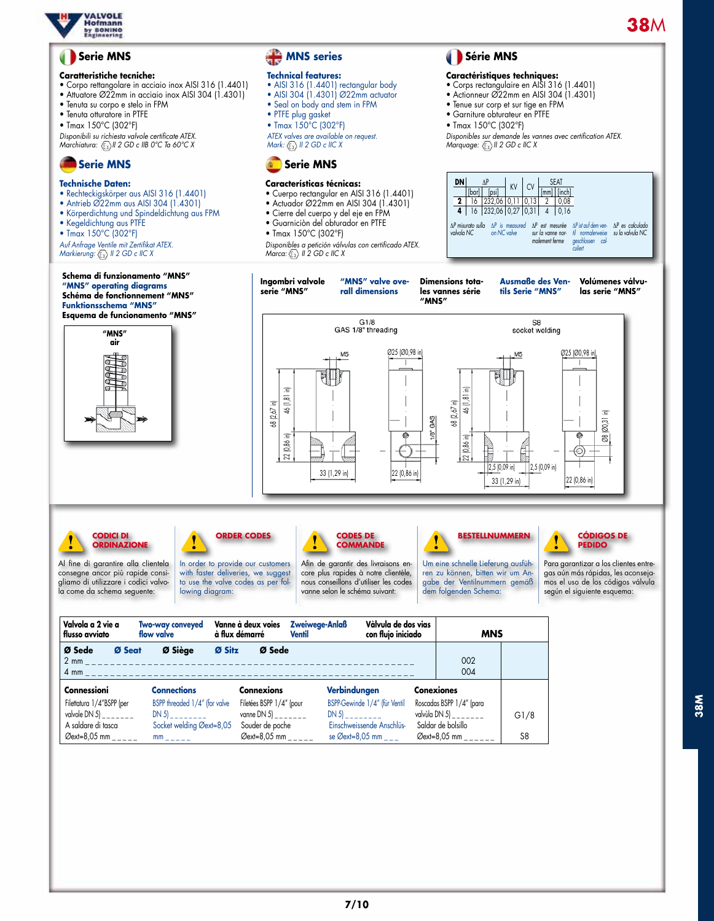## Serie MNS

**Caratteristiche tecniche:**
- Corpo rettangolare in acciaio inox AISI 316 (1.4401)
- Attuatore Ø22mm in acciaio inox AISI 304 (1.4301)
- Tenuta su corpo e stelo in FPM
- Tenuta otturatore in PTFE
- Tmax 150°C (302°F)

*Disponibili su richiesta valvole certificate ATEX.*
*Marchiatura: II 2 GD c IIB 0°C Ta 60°C X*

## MNS series

**Technical features:**
- AISI 316 (1.4401) rectangular body
- AISI 304 (1.4301) Ø22mm actuator
- Seal on body and stem in FPM
- PTFE plug gasket
- Tmax 150°C (302°F)

*ATEX valves are available on request.*
*Mark: II 2 GD c IIC X*

## Série MNS

**Caractéristiques techniques:**
- Corps rectangulaire en AISI 316 (1.4401)
- Actionneur Ø22mm en AISI 304 (1.4301)
- Tenue sur corp et sur tige en FPM
- Garniture obturateur en PTFE
- Tmax 150°C (302°F)

*Disponibles sur demande les vannes avec certification ATEX.*
*Marquage: II 2 GD c IIC X*

## Serie MNS

**Technische Daten:**
- Rechteckigskörper aus AISI 316 (1.4401)
- Antrieb Ø22mm aus AISI 304 (1.4301)
- Körperdichtung und Spindeldichtung aus FPM
- Kegeldichtung aus PTFE
- Tmax 150°C (302°F)

*Auf Anfrage Ventile mit Zertifikat ATEX.*
*Markierung: II 2 GD c IIC X*

## Serie MNS

**Características técnicas:**
- Cuerpo rectangular en AISI 316 (1.4401)
- Actuador Ø22mm en AISI 304 (1.4301)
- Cierre del cuerpo y del eje en FPM
- Guarniciòn del obturador en PTFE
- Tmax 150°C (302°F)

*Disponibles a petición válvulas con certificado ATEX.*
*Marca: II 2 GD c IIC X*

| DN | ΔP [bar] | ΔP [psi] | KV | CV | SEAT [mm] | SEAT [inch] |
|---|---|---|---|---|---|---|
| 2 | 16 | 232,06 | 0,11 | 0,13 | 2 | 0,08 |
| 4 | 16 | 232,06 | 0,27 | 0,31 | 4 | 0,16 |

ΔP misurato sulla valvola NC — ΔP is measured on NC valve — ΔP est mesurée sur la vanne normalement ferme — ΔP ist auf dem ventil normalerweise geschlossen calculiert — ΔP es calculado su la valvula NC

**Schema di funzionamento "MNS"**
**"MNS" operating diagrams**
**Schéma de fonctionnement "MNS"**
**Funktionsschema "MNS"**
**Esquema de funcionamento "MNS"**

"MNS" air

**Ingombri valvole serie "MNS"** — **"MNS" valve overall dimensions** — **Dimensions totales les vannes série "MNS"** — **Ausmaße des Ventils Serie "MNS"** — **Volúmenes válvulas serie "MNS"**

G1/8 GAS 1/8" threading — S8 socket welding

M5 — Ø25 (Ø0,98 in) — 68 (2,67 in) — 46 (1,81 in) — 22 (0,86 in) — 33 (1,29 in) — 1/8" GAS — 2,5 (0,09 in) — Ø8 (Ø0,31 in)

### CODICI DI ORDINAZIONE

Al fine di garantire alla clientela consegne ancor più rapide consigliamo di utilizzare i codici valvola come da schema seguente:

### ORDER CODES

In order to provide our customers with faster deliveries, we suggest to use the valve codes as per following diagram:

### CODES DE COMMANDE

Afin de garantir des livraisons encore plus rapides à notre clientèle, nous conseillons d'utiliser les codes vanne selon le schéma suivant:

### BESTELLNUMMERN

Um eine schnelle Lieferung ausführen zu können, bitten wir um Angabe der Ventilnummern gemäß dem folgenden Schema:

### CÓDIGOS DE PEDIDO

Para garantizar a los clientes entregas aún más rápidas, les aconsejamos el uso de los códigos válvula según el siguiente esquema:

| Valvola a 2 vie a flusso avviato / Two-way conveyed flow valve / Vanne à deux voies à flux démarré / Zweiwege-Anlaß Ventil / Válvula de dos vias con flujo iniciado | MNS | |
|---|---|---|
| **Ø Sede / Ø Seat / Ø Siège / Ø Sitz / Ø Sede** | | |
| 2 mm | 002 | |
| 4 mm | 004 | |
| **Connessioni / Connections / Connexions / Verbindungen / Conexiones** | | |
| Filettatura 1/4"BSPP (per valvole DN 5) / BSPP threaded 1/4" (for valve DN 5) / Filetées BSPP 1/4" (pour vanne DN 5) / BSPP-Gewinde 1/4" (für Ventil DN 5) / Roscadas BSPP 1/4" (para válvula DN 5) | | G1/8 |
| A saldare di tasca Øext=8,05 mm / Socket welding Øext=8,05 mm / Souder de poche Øext=8,05 mm / Einschweissende Anschlüsse Øext=8,05 mm / Saldar de bolsillo Øext=8,05 mm | | S8 |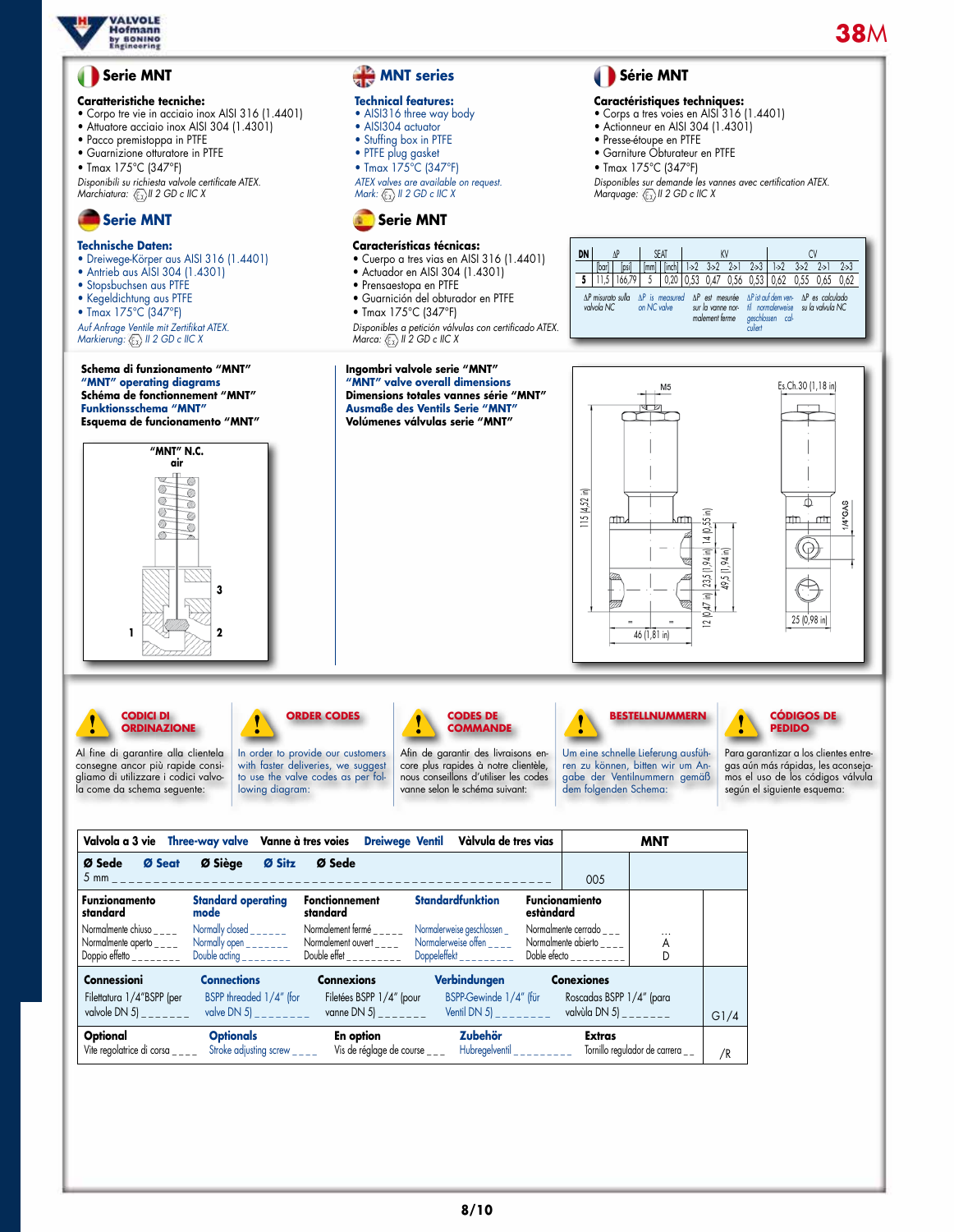## Serie MNT

**Caratteristiche tecniche:**
- Corpo tre vie in acciaio inox AISI 316 (1.4401)
- Attuatore acciaio inox AISI 304 (1.4301)
- Pacco premistoppa in PTFE
- Guarnizione otturatore in PTFE
- Tmax 175°C (347°F)

*Disponibili su richiesta valvole certificate ATEX.*
*Marchiatura: II 2 GD c IIC X*

## MNT series

**Technical features:**
- AISI316 three way body
- AISI304 actuator
- Stuffing box in PTFE
- PTFE plug gasket
- Tmax 175°C (347°F)

*ATEX valves are available on request.*
*Mark: II 2 GD c IIC X*

## Série MNT

**Caractéristiques techniques:**
- Corps a tres voies en AISI 316 (1.4401)
- Actionneur en AISI 304 (1.4301)
- Presse-étoupe en PTFE
- Garniture Obturateur en PTFE
- Tmax 175°C (347°F)

*Disponibles sur demande les vannes avec certification ATEX.*
*Marquage: II 2 GD c IIC X*

## Serie MNT

**Technische Daten:**
- Dreiwege-Körper aus AISI 316 (1.4401)
- Antrieb aus AISI 304 (1.4301)
- Stopsbuchsen aus PTFE
- Kegeldichtung aus PTFE
- Tmax 175°C (347°F)

*Auf Anfrage Ventile mit Zertifikat ATEX.*
*Markierung: II 2 GD c IIC X*

## Serie MNT

**Características técnicas:**
- Cuerpo a tres vias en AISI 316 (1.4401)
- Actuador en AISI 304 (1.4301)
- Prensaestopa en PTFE
- Guarnición del obturador en PTFE
- Tmax 175°C (347°F)

*Disponibles a petición válvulas con certificado ATEX.*
*Marca: II 2 GD c IIC X*

| DN | ΔP | | SEAT | | KV | | | | CV | | | |
|---|---|---|---|---|---|---|---|---|---|---|---|---|
| | [bar] | [psi] | [mm] | [inch] | 1>2 | 3>2 | 2>1 | 2>3 | 1>2 | 3>2 | 2>1 | 2>3 |
| 5 | 11,5 | 166,79 | 5 | 0,20 | 0,53 | 0,47 | 0,56 | 0,53 | 0,62 | 0,55 | 0,65 | 0,62 |

ΔP misurato sulla valvola NC — ΔP is measured on NC valve — ΔP est mesurée sur la vanne normalement fermé — ΔP ist auf dem ventil normalerweise geschlossen calculiert — ΔP es calculado su la valvula NC

**Schema di funzionamento "MNT"**
**"MNT" operating diagrams**
**Schéma de fonctionnement "MNT"**
**Funktionsschema "MNT"**
**Esquema de funcionamento "MNT"**

"MNT" N.C.
air
1 2 3

**Ingombri valvole serie "MNT"**
**"MNT" valve overall dimensions**
**Dimensions totales vannes série "MNT"**
**Ausmaße des Ventils Serie "MNT"**
**Volúmenes válvulas serie "MNT"**

M5; Es.Ch.30 (1,18 in); 115 (4,52 in); 14 (0,55 in); 23,5 (1,94 in); 49,5 (1,94 in); 12 (0,47 in); 46 (1,81 in); 25 (0,98 in); 1/4"GAS

### CODICI DI ORDINAZIONE
Al fine di garantire alla clientela consegne ancor più rapide consigliamo di utilizzare i codici valvola come da schema seguente:

### ORDER CODES
In order to provide our customers with faster deliveries, we suggest to use the valve codes as per following diagram:

### CODES DE COMMANDE
Afin de garantir des livraisons encore plus rapides à notre clientèle, nous conseillons d'utiliser les codes vanne selon le schéma suivant:

### BESTELLNUMMERN
Um eine schnelle Lieferung ausführen zu können, bitten wir um Angabe der Ventilnummern gemäß dem folgenden Schema:

### CÓDIGOS DE PEDIDO
Para garantizar a los clientes entregas aún más rápidas, les aconsejamos el uso de los códigos válvula según el siguiente esquema:

| Valvola a 3 vie / Three-way valve / Vanne à tres voies / Dreiwege Ventil / Válvula de tres vias | MNT | | | |
|---|---|---|---|---|
| **Ø Sede / Ø Seat / Ø Siège / Ø Sitz / Ø Sede** — 5 mm | 005 | | | |
| **Funzionamento standard / Standard operating mode / Fonctionnement standard / Standardfunktion / Funcionamiento estándard** — Normalmente chiuso / Normally closed / Normalement fermé / Normalerweise geschlossen / Normalmente cerrado | | ... | | |
| Normalmente aperto / Normally open / Normalement ouvert / Normalerweise offen / Normalmente abierto | | A | | |
| Doppio effetto / Double acting / Double effet / Doppeleffekt / Doble efecto | | D | | |
| **Connessioni / Connections / Connexions / Verbindungen / Conexiones** — Filettatura 1/4"BSPP (per valvole DN 5) / BSPP threaded 1/4" (for valve DN 5) / Filetées BSPP 1/4" (pour vanne DN 5) / BSPP-Gewinde 1/4" (für Ventil DN 5) / Roscadas BSPP 1/4" (para valvùla DN 5) | | | G1/4 | |
| **Optional / Optionals / En option / Zubehör / Extras** — Vite regolatrice di corsa / Stroke adjusting screw / Vis de réglage de course / Hubregelventil / Tornillo regulador de carrera | | | | /R |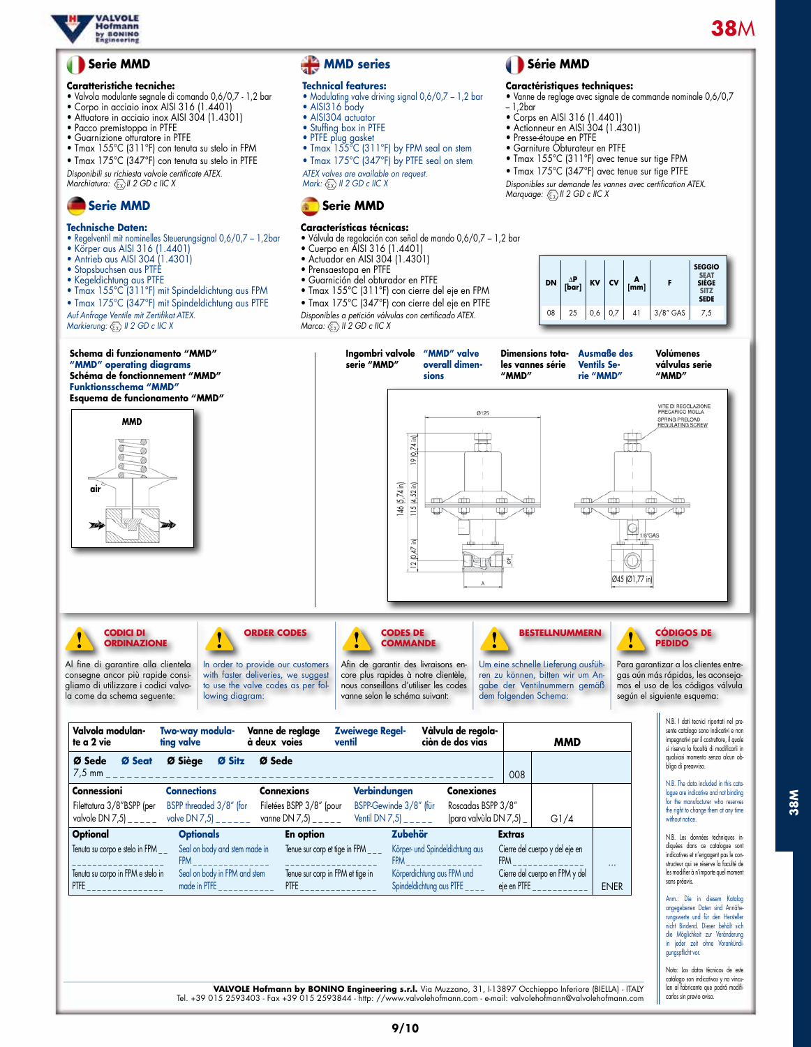## Serie MMD

**Caratteristiche tecniche:**
- Valvola modulante segnale di comando 0,6/0,7 - 1,2 bar
- Corpo in acciaio inox AISI 316 (1.4401)
- Attuatore in acciaio inox AISI 304 (1.4301)
- Pacco premistoppa in PTFE
- Guarnizione otturatore in PTFE
- Tmax 155°C (311°F) con tenuta su stelo in FPM
- Tmax 175°C (347°F) con tenuta su stelo in PTFE

*Disponibili su richiesta valvole certificate ATEX.*
*Marchiatura: Ex II 2 GD c IIC X*

## MMD series

**Technical features:**
- Modulating valve driving signal 0,6/0,7 – 1,2 bar
- AISI316 body
- AISI304 actuator
- Stuffing box in PTFE
- PTFE plug gasket
- Tmax 155°C (311°F) by FPM seal on stem
- Tmax 175°C (347°F) by PTFE seal on stem

*ATEX valves are available on request.*
*Mark: Ex II 2 GD c IIC X*

## Série MMD

**Caractéristiques techniques:**
- Vanne de reglage avec signale de commande nominale 0,6/0,7 – 1,2bar
- Corps en AISI 316 (1.4401)
- Actionneur en AISI 304 (1.4301)
- Presse-étoupe en PTFE
- Garniture Obturateur en PTFE
- Tmax 155°C (311°F) avec tenue sur tige FPM
- Tmax 175°C (347°F) avec tenue sur tige PTFE

*Disponibles sur demande les vannes avec certification ATEX.*
*Marquage: Ex II 2 GD c IIC X*

## Serie MMD

**Technische Daten:**
- Regelventil mit nominelles Steuerungsignal 0,6/0,7 – 1,2bar
- Körper aus AISI 316 (1.4401)
- Antrieb aus AISI 304 (1.4301)
- Stopsbuchsen aus PTFE
- Kegeldichtung aus PTFE
- Tmax 155°C (311°F) mit Spindeldichtung aus FPM
- Tmax 175°C (347°F) mit Spindeldichtung aus PTFE

*Auf Anfrage Ventile mit Zertifikat ATEX.*
*Markierung: Ex II 2 GD c IIC X*

## Serie MMD

**Características técnicas:**
- Válvula de regolación con señal de mando 0,6/0,7 – 1,2 bar
- Cuerpo en AISI 316 (1.4401)
- Actuador en AISI 304 (1.4301)
- Prensaestopa en PTFE
- Guarnición del obturador en PTFE
- Tmax 155°C (311°F) con cierre del eje en FPM
- Tmax 175°C (347°F) con cierre del eje en PTFE

*Disponibles a petición válvulas con certificado ATEX.*
*Marca: Ex II 2 GD c IIC X*

| DN | ΔP [bar] | KV | CV | A [mm] | F | SEGGIO SEAT SIÈGE SITZ SEDE |
|---|---|---|---|---|---|---|
| 08 | 25 | 0,6 | 0,7 | 41 | 3/8" GAS | 7,5 |

**Schema di funzionamento "MMD"**
**"MMD" operating diagrams**
**Schéma de fonctionnement "MMD"**
**Funktionsschema "MMD"**
**Esquema de funcionamento "MMD"**

MMD
air

**Ingombri valvole serie "MMD"** / **"MMD" valve overall dimensions** / **Dimensions totales les vannes série "MMD"** / **Ausmaße des Ventils Serie "MMD"** / **Volúmenes válvulas serie "MMD"**

Ø125
19 (0,74 in)
146 (5,74 in)
115 (4,52 in)
12 (0,47 in)
A
ØF
VITE DI REGOLAZIONE PRECARICO MOLLA
SPRING PRELOAD REGULATING SCREW
1/8"GAS
Ø45 (Ø1,77 in)

### CODICI DI ORDINAZIONE
Al fine di garantire alla clientela consegne ancor più rapide consigliamo di utilizzare i codici valvola come da schema seguente:

### ORDER CODES
In order to provide our customers with faster deliveries, we suggest to use the valve codes as per following diagram:

### CODES DE COMMANDE
Afin de garantir des livraisons encore plus rapides à notre clientèle, nous conseillons d'utiliser les codes vanne selon le schéma suivant:

### BESTELLNUMMERN
Um eine schnelle Lieferung ausführen zu können, bitten wir um Angabe der Ventilnummern gemäß dem folgenden Schema:

### CÓDIGOS DE PEDIDO
Para garantizar a los clientes entregas aún más rápidas, les aconsejamos el uso de los códigos válvula según el siguiente esquema:

| Valvola modulante a 2 vie | Two-way modulating valve | Vanne de reglage à deux voies | Zweiwege Regelventil | Vàlvula de regolaciòn de dos vias | MMD |
|---|---|---|---|---|---|
| **Ø Sede** 7,5 mm | **Ø Seat** | **Ø Siège** | **Ø Sitz** | **Ø Sede** | 008 |
| **Connessioni** Filettatura 3/8"BSPP (per valvole DN 7,5) | **Connections** BSPP threaded 3/8" (for valve DN 7,5) | **Connexions** Filetées BSPP 3/8" (pour vanne DN 7,5) | **Verbindungen** BSPP-Gewinde 3/8" (für Ventil DN 7,5) | **Conexiones** Roscadas BSPP 3/8" (para valvùla DN 7,5) | G1/4 |
| **Optional** Tenuta su corpo e stelo in FPM | **Optionals** Seal on body and stem made in FPM | **En option** Tenue sur corp et tige in FPM | **Zubehör** Körper- und Spindeldichtung aus FPM | **Extras** Cierre del cuerpo y del eje en FPM | ... |
| Tenuta su corpo in FPM e stelo in PTFE | Seal on body in FPM and stem made in PTFE | Tenue sur corp in FPM et tige in PTFE | Körperdichtung aus FPM und Spindeldichtung aus PTFE | Cierre del cuerpo en FPM y del eje en PTFE | ENER |

N.B. I dati tecnici riportati nel presente catalogo sono indicativi e non impegnativi per il costruttore, il quale si riserva la facoltà di modificarli in qualsiasi momento senza alcun obbligo di preavviso.

N.B. The data included in this catalogue are indicative and not binding for the manufacturer who reserves the right to change them at any time without notice.

N.B. Les données techniques indiquées dans ce catalogue sont indicatives et n'engagent pas le constructeur qui se réserve la faculté de les modifier à n'importe quel moment sans préavis.

Anm.: Die in diesem Katalog angegeberen Daten sind Annäherungswerte und für den Hersteller nicht Bindend. Dieser behält sich die Möglichkeit zur Veränderung in jeder zeit ohne Vorankündigungspflicht vor.

Nota: Los datos técnicos de este catálogo son indicativos y no vinculan al fabricante que podrá modificarlos sin previo aviso.

**VALVOLE Hofmann by BONINO Engineering s.r.l.** Via Muzzano, 31, I-13897 Occhieppo Inferiore (BIELLA) - ITALY
Tel. +39 015 2593403 - Fax +39 015 2593844 - http: //www.valvolehofmann.com - e-mail: valvolehofmann@valvolehofmann.com